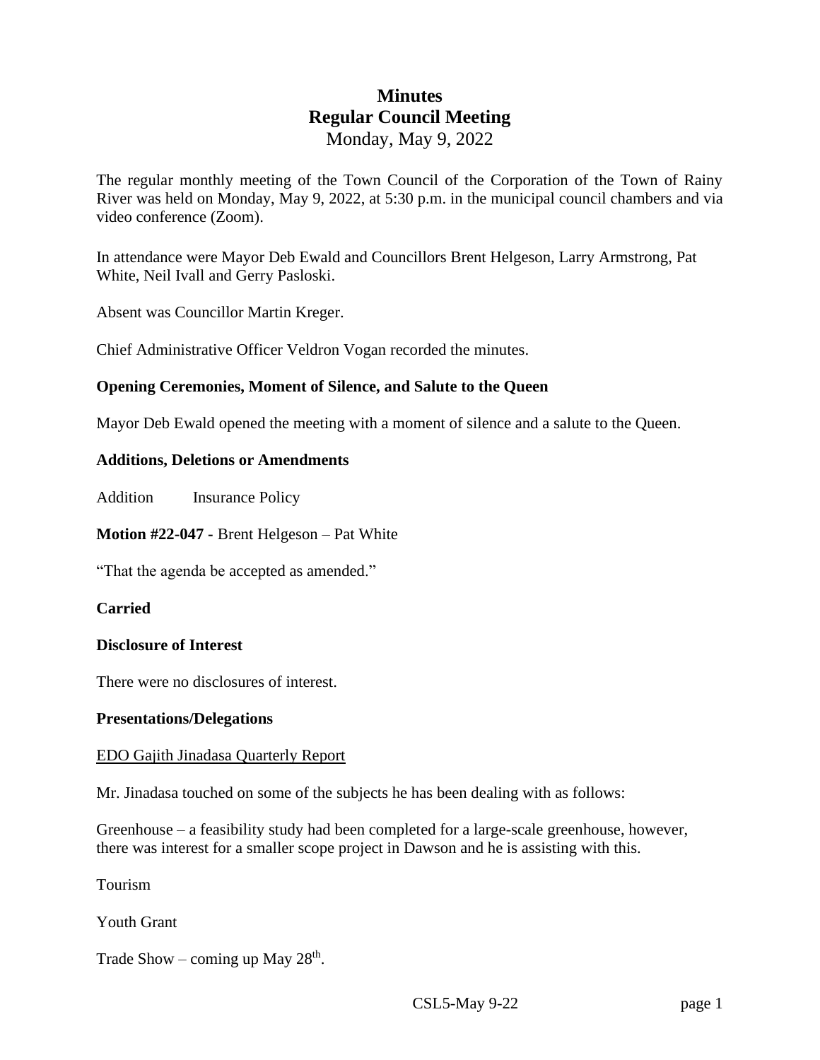# Minutes
## Regular Council Meeting
Monday, May 9, 2022

The regular monthly meeting of the Town Council of the Corporation of the Town of Rainy River was held on Monday, May 9, 2022, at 5:30 p.m. in the municipal council chambers and via video conference (Zoom).

In attendance were Mayor Deb Ewald and Councillors Brent Helgeson, Larry Armstrong, Pat White, Neil Ivall and Gerry Pasloski.

Absent was Councillor Martin Kreger.

Chief Administrative Officer Veldron Vogan recorded the minutes.

**Opening Ceremonies, Moment of Silence, and Salute to the Queen**

Mayor Deb Ewald opened the meeting with a moment of silence and a salute to the Queen.

**Additions, Deletions or Amendments**

Addition Insurance Policy

**Motion #22-047 -** Brent Helgeson – Pat White

"That the agenda be accepted as amended."

**Carried**

**Disclosure of Interest**

There were no disclosures of interest.

**Presentations/Delegations**

EDO Gajith Jinadasa Quarterly Report

Mr. Jinadasa touched on some of the subjects he has been dealing with as follows:

Greenhouse – a feasibility study had been completed for a large-scale greenhouse, however, there was interest for a smaller scope project in Dawson and he is assisting with this.

Tourism

Youth Grant

Trade Show – coming up May 28th.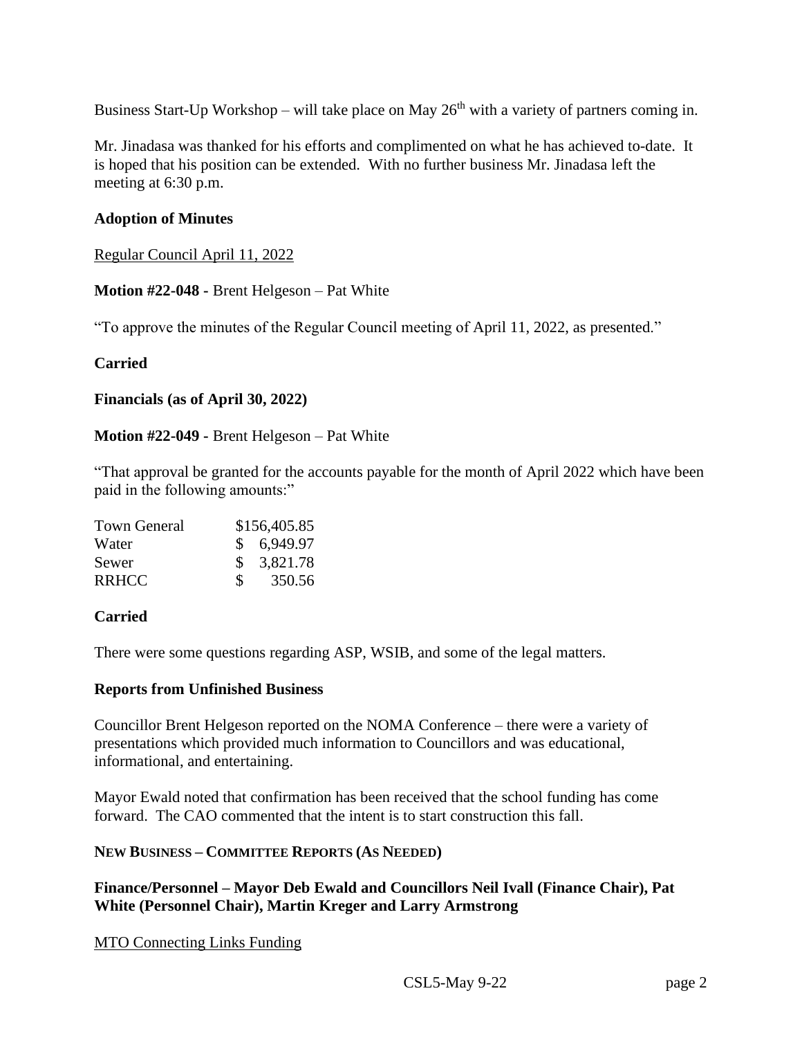Business Start-Up Workshop – will take place on May 26th with a variety of partners coming in.

Mr. Jinadasa was thanked for his efforts and complimented on what he has achieved to-date. It is hoped that his position can be extended. With no further business Mr. Jinadasa left the meeting at 6:30 p.m.

**Adoption of Minutes**

Regular Council April 11, 2022

**Motion #22-048 -** Brent Helgeson – Pat White

"To approve the minutes of the Regular Council meeting of April 11, 2022, as presented."

**Carried**

**Financials (as of April 30, 2022)**

**Motion #22-049 -** Brent Helgeson – Pat White

"That approval be granted for the accounts payable for the month of April 2022 which have been paid in the following amounts:"

| | |
|---|---|
| Town General | $156,405.85 |
| Water | $ 6,949.97 |
| Sewer | $ 3,821.78 |
| RRHCC | $ 350.56 |

**Carried**

There were some questions regarding ASP, WSIB, and some of the legal matters.

**Reports from Unfinished Business**

Councillor Brent Helgeson reported on the NOMA Conference – there were a variety of presentations which provided much information to Councillors and was educational, informational, and entertaining.

Mayor Ewald noted that confirmation has been received that the school funding has come forward. The CAO commented that the intent is to start construction this fall.

**NEW BUSINESS – COMMITTEE REPORTS (AS NEEDED)**

**Finance/Personnel – Mayor Deb Ewald and Councillors Neil Ivall (Finance Chair), Pat White (Personnel Chair), Martin Kreger and Larry Armstrong**

MTO Connecting Links Funding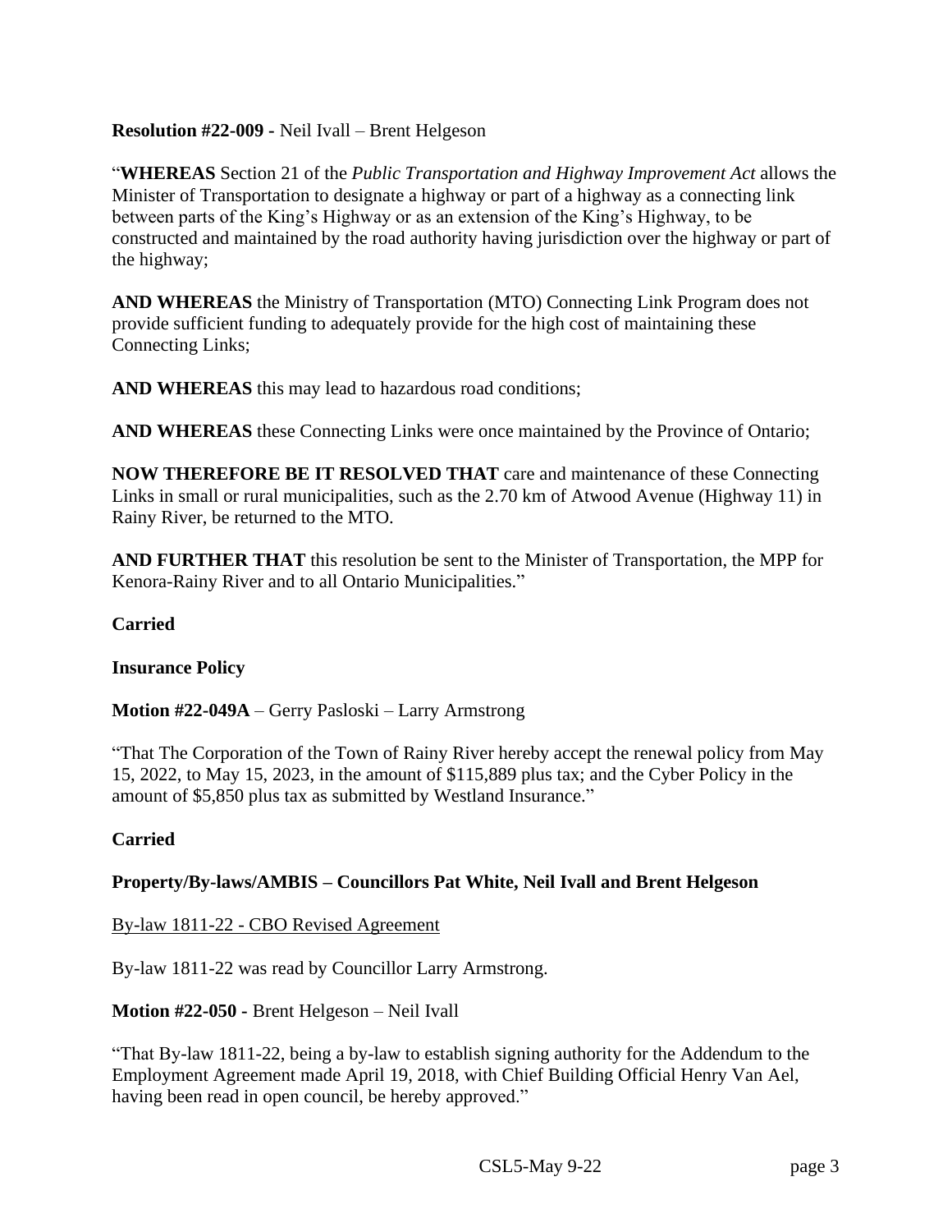**Resolution #22-009 -** Neil Ivall – Brent Helgeson

"**WHEREAS** Section 21 of the *Public Transportation and Highway Improvement Act* allows the Minister of Transportation to designate a highway or part of a highway as a connecting link between parts of the King's Highway or as an extension of the King's Highway, to be constructed and maintained by the road authority having jurisdiction over the highway or part of the highway;

**AND WHEREAS** the Ministry of Transportation (MTO) Connecting Link Program does not provide sufficient funding to adequately provide for the high cost of maintaining these Connecting Links;

**AND WHEREAS** this may lead to hazardous road conditions;

**AND WHEREAS** these Connecting Links were once maintained by the Province of Ontario;

**NOW THEREFORE BE IT RESOLVED THAT** care and maintenance of these Connecting Links in small or rural municipalities, such as the 2.70 km of Atwood Avenue (Highway 11) in Rainy River, be returned to the MTO.

**AND FURTHER THAT** this resolution be sent to the Minister of Transportation, the MPP for Kenora-Rainy River and to all Ontario Municipalities."

**Carried**

**Insurance Policy**

**Motion #22-049A** – Gerry Pasloski – Larry Armstrong

"That The Corporation of the Town of Rainy River hereby accept the renewal policy from May 15, 2022, to May 15, 2023, in the amount of $115,889 plus tax; and the Cyber Policy in the amount of $5,850 plus tax as submitted by Westland Insurance."

**Carried**

**Property/By-laws/AMBIS – Councillors Pat White, Neil Ivall and Brent Helgeson**

By-law 1811-22 - CBO Revised Agreement

By-law 1811-22 was read by Councillor Larry Armstrong.

**Motion #22-050 -** Brent Helgeson – Neil Ivall

"That By-law 1811-22, being a by-law to establish signing authority for the Addendum to the Employment Agreement made April 19, 2018, with Chief Building Official Henry Van Ael, having been read in open council, be hereby approved."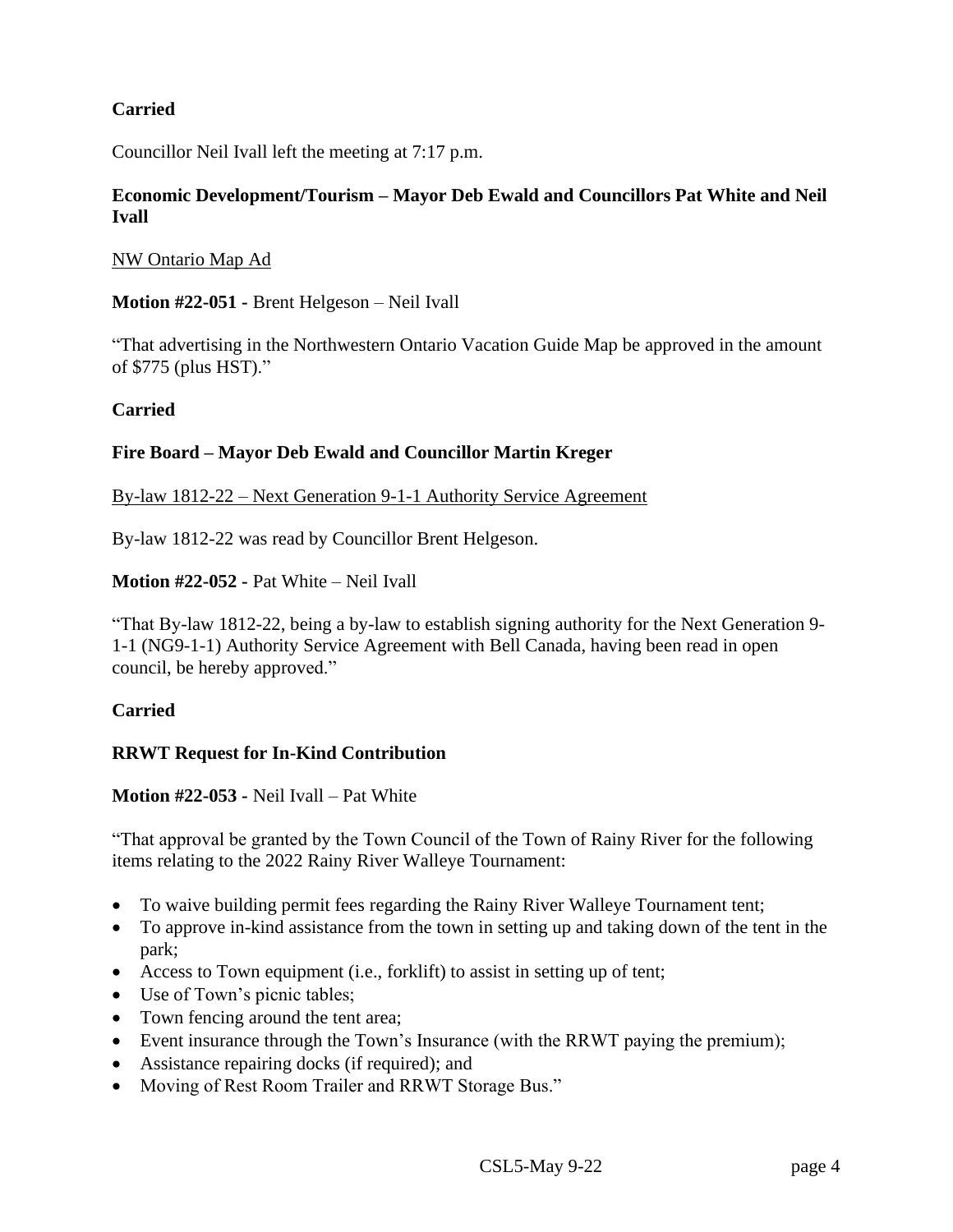**Carried**

Councillor Neil Ivall left the meeting at 7:17 p.m.

**Economic Development/Tourism – Mayor Deb Ewald and Councillors Pat White and Neil Ivall**

NW Ontario Map Ad

**Motion #22-051 -** Brent Helgeson – Neil Ivall

"That advertising in the Northwestern Ontario Vacation Guide Map be approved in the amount of $775 (plus HST)."

**Carried**

**Fire Board – Mayor Deb Ewald and Councillor Martin Kreger**

By-law 1812-22 – Next Generation 9-1-1 Authority Service Agreement

By-law 1812-22 was read by Councillor Brent Helgeson.

**Motion #22-052 -** Pat White – Neil Ivall

"That By-law 1812-22, being a by-law to establish signing authority for the Next Generation 9-1-1 (NG9-1-1) Authority Service Agreement with Bell Canada, having been read in open council, be hereby approved."

**Carried**

**RRWT Request for In-Kind Contribution**

**Motion #22-053 -** Neil Ivall – Pat White

"That approval be granted by the Town Council of the Town of Rainy River for the following items relating to the 2022 Rainy River Walleye Tournament:

- To waive building permit fees regarding the Rainy River Walleye Tournament tent;
- To approve in-kind assistance from the town in setting up and taking down of the tent in the park;
- Access to Town equipment (i.e., forklift) to assist in setting up of tent;
- Use of Town's picnic tables;
- Town fencing around the tent area;
- Event insurance through the Town's Insurance (with the RRWT paying the premium);
- Assistance repairing docks (if required); and
- Moving of Rest Room Trailer and RRWT Storage Bus."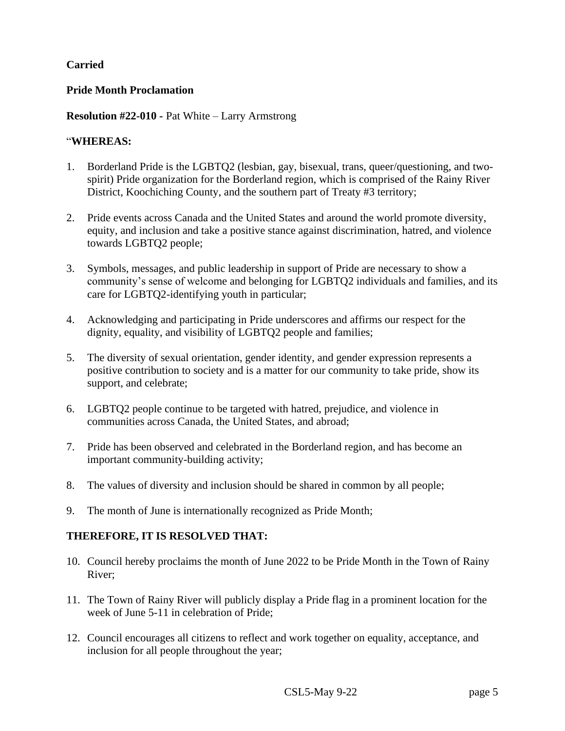**Carried**

**Pride Month Proclamation**

**Resolution #22-010 -** Pat White – Larry Armstrong

"**WHEREAS:**

1. Borderland Pride is the LGBTQ2 (lesbian, gay, bisexual, trans, queer/questioning, and two-spirit) Pride organization for the Borderland region, which is comprised of the Rainy River District, Koochiching County, and the southern part of Treaty #3 territory;

2. Pride events across Canada and the United States and around the world promote diversity, equity, and inclusion and take a positive stance against discrimination, hatred, and violence towards LGBTQ2 people;

3. Symbols, messages, and public leadership in support of Pride are necessary to show a community's sense of welcome and belonging for LGBTQ2 individuals and families, and its care for LGBTQ2-identifying youth in particular;

4. Acknowledging and participating in Pride underscores and affirms our respect for the dignity, equality, and visibility of LGBTQ2 people and families;

5. The diversity of sexual orientation, gender identity, and gender expression represents a positive contribution to society and is a matter for our community to take pride, show its support, and celebrate;

6. LGBTQ2 people continue to be targeted with hatred, prejudice, and violence in communities across Canada, the United States, and abroad;

7. Pride has been observed and celebrated in the Borderland region, and has become an important community-building activity;

8. The values of diversity and inclusion should be shared in common by all people;

9. The month of June is internationally recognized as Pride Month;

**THEREFORE, IT IS RESOLVED THAT:**

10. Council hereby proclaims the month of June 2022 to be Pride Month in the Town of Rainy River;

11. The Town of Rainy River will publicly display a Pride flag in a prominent location for the week of June 5-11 in celebration of Pride;

12. Council encourages all citizens to reflect and work together on equality, acceptance, and inclusion for all people throughout the year;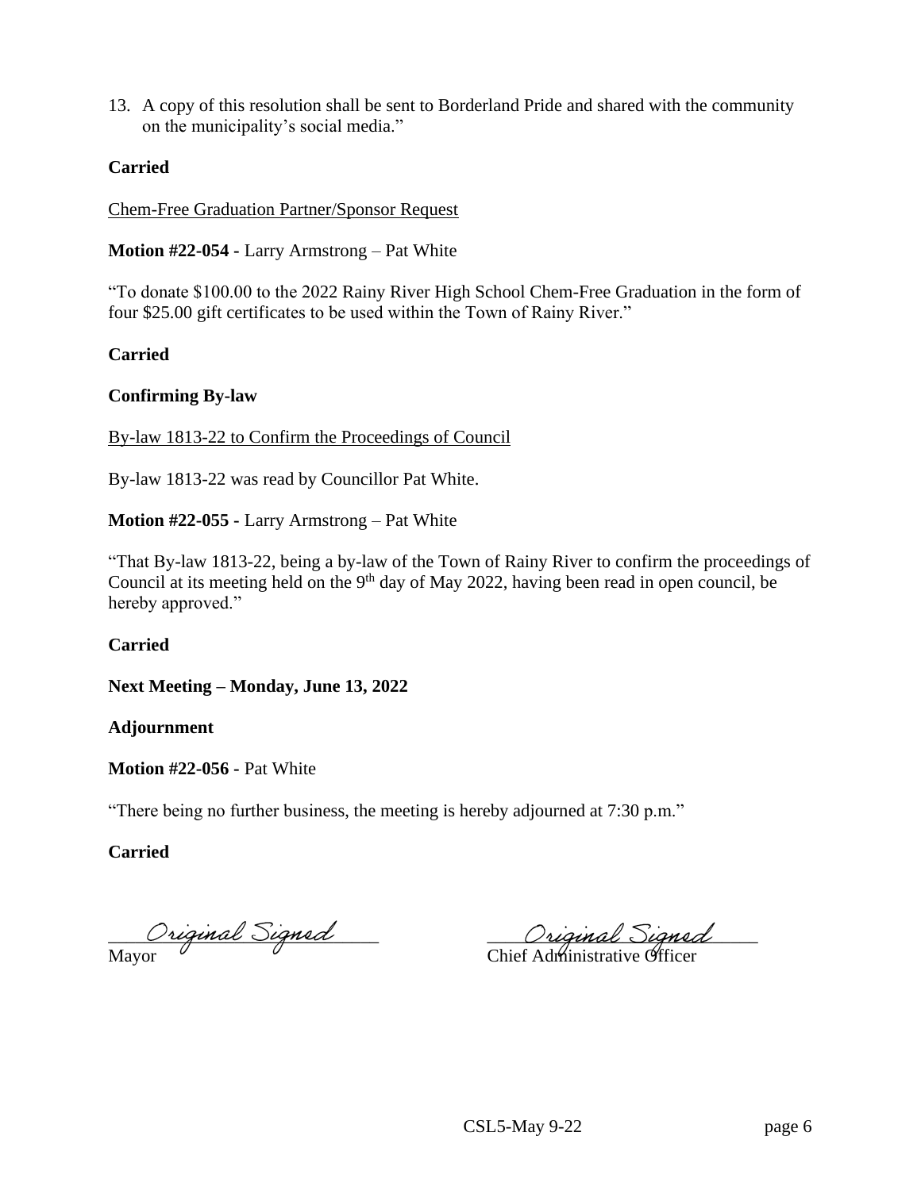13. A copy of this resolution shall be sent to Borderland Pride and shared with the community on the municipality's social media."

**Carried**

Chem-Free Graduation Partner/Sponsor Request

**Motion #22-054 -** Larry Armstrong – Pat White

"To donate $100.00 to the 2022 Rainy River High School Chem-Free Graduation in the form of four $25.00 gift certificates to be used within the Town of Rainy River."

**Carried**

**Confirming By-law**

By-law 1813-22 to Confirm the Proceedings of Council

By-law 1813-22 was read by Councillor Pat White.

**Motion #22-055 -** Larry Armstrong – Pat White

"That By-law 1813-22, being a by-law of the Town of Rainy River to confirm the proceedings of Council at its meeting held on the 9th day of May 2022, having been read in open council, be hereby approved."

**Carried**

**Next Meeting – Monday, June 13, 2022**

**Adjournment**

**Motion #22-056 -** Pat White

"There being no further business, the meeting is hereby adjourned at 7:30 p.m."

**Carried**

Original Signed
Mayor

Original Signed
Chief Administrative Officer

CSL5-May 9-22